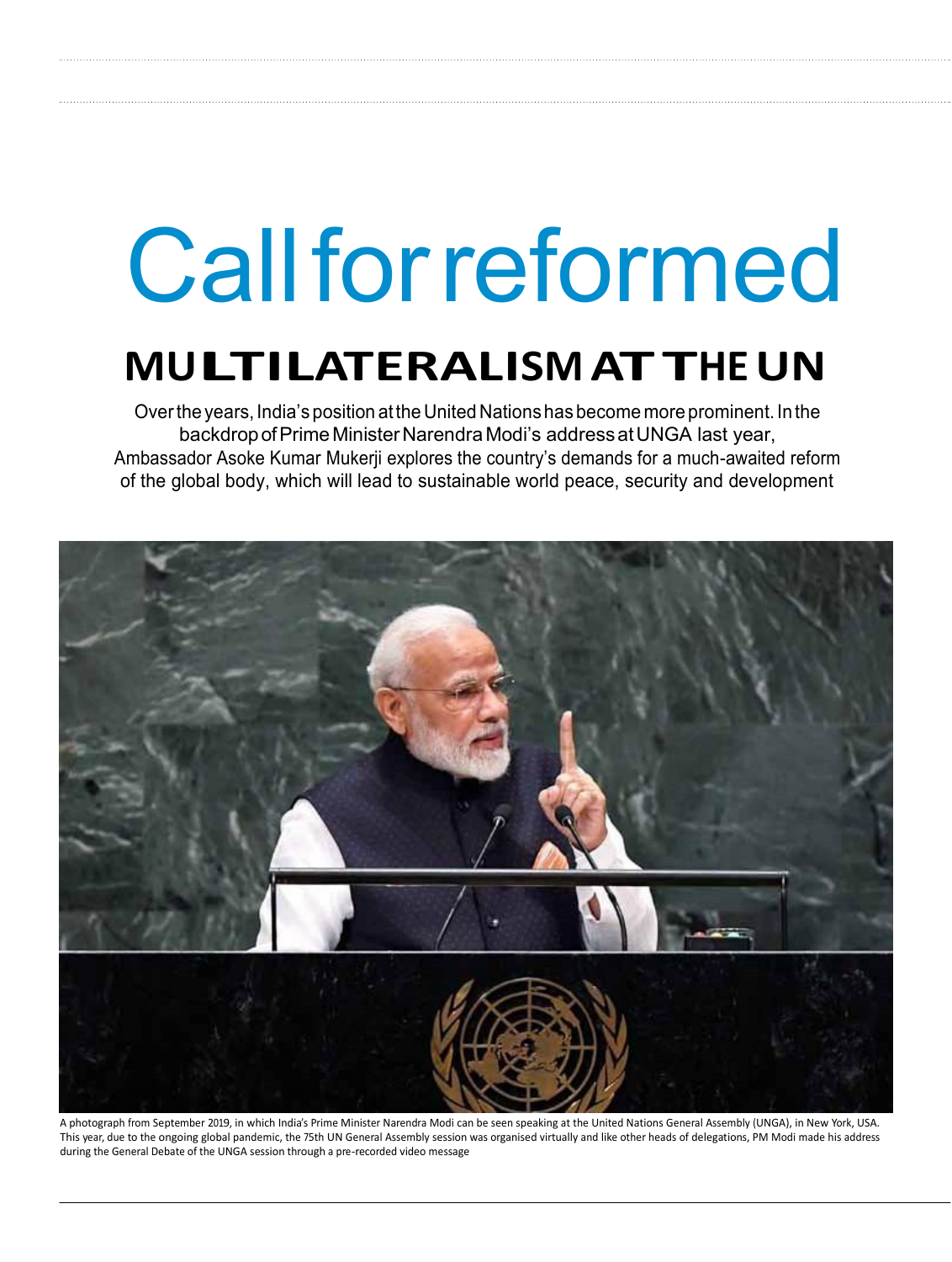# Call for reformed

## MULTILATERALISM AT THE UN

Over the years, India's position at the United Nations has become more prominent. In the backdrop of Prime Minister Narendra Modi's address at UNGA last year, Ambassador Asoke Kumar Mukerji explores the country's demands for a much-awaited reform of the global body, which will lead to sustainable world peace, security and development

A photograph from September 2019, in which India's Prime Minister Narendra Modi can be seen speaking at the United Nations General Assembly (UNGA), in New York, USA. This year, due to the ongoing global pandemic, the 75th UN General Assembly session was organised virtually and like other heads of delegations, PM Modi made his address during the General Debate of the UNGA session through a pre-recorded video message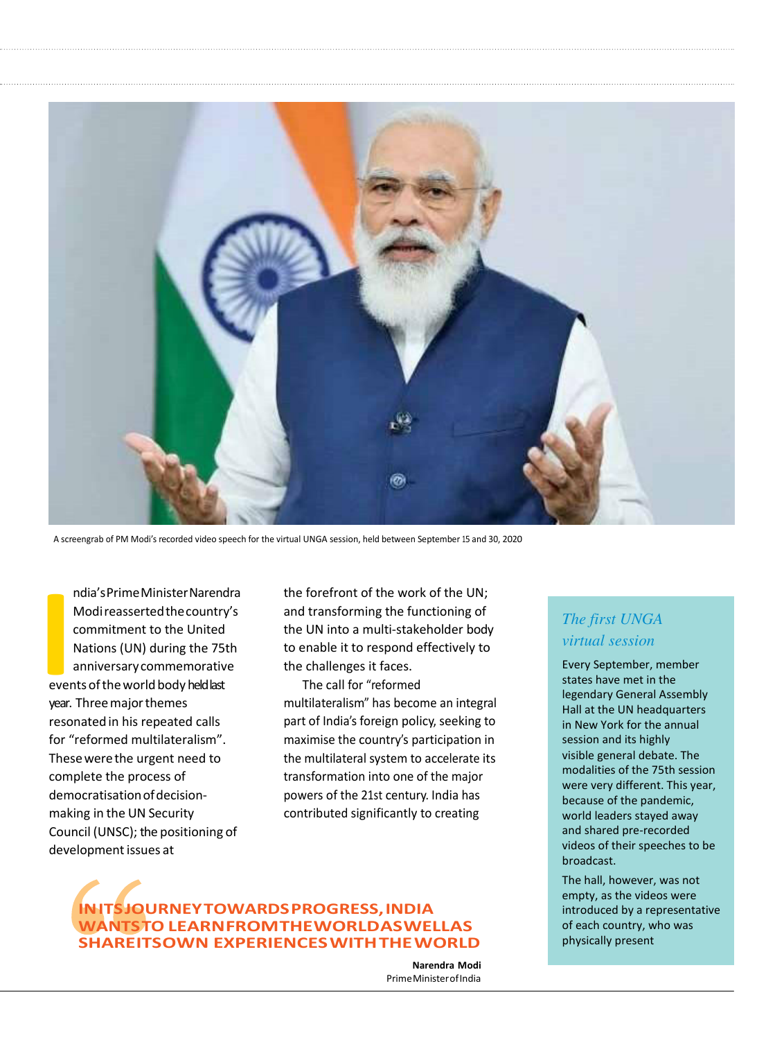A screengrab of PM Modi's recorded video speech for the virtual UNGA session, held between September 15 and 30, 2020

India's Prime Minister Narendra Modi reasserted the country's commitment to the United Nations (UN) during the 75th anniversary commemorative events of the world body held last year. Three major themes resonated in his repeated calls for "reformed multilateralism". These were the urgent need to complete the process of democratisation of decision-making in the UN Security Council (UNSC); the positioning of development issues at the forefront of the work of the UN; and transforming the functioning of the UN into a multi-stakeholder body to enable it to respond effectively to the challenges it faces.

The call for "reformed multilateralism" has become an integral part of India's foreign policy, seeking to maximise the country's participation in the multilateral system to accelerate its transformation into one of the major powers of the 21st century. India has contributed significantly to creating

> **IN ITS JOURNEY TOWARDS PROGRESS, INDIA WANTS TO LEARN FROM THE WORLD AS WELL AS SHARE ITS OWN EXPERIENCES WITH THE WORLD**
>
> **Narendra Modi**
> Prime Minister of India

### *The first UNGA virtual session*

Every September, member states have met in the legendary General Assembly Hall at the UN headquarters in New York for the annual session and its highly visible general debate. The modalities of the 75th session were very different. This year, because of the pandemic, world leaders stayed away and shared pre-recorded videos of their speeches to be broadcast.

The hall, however, was not empty, as the videos were introduced by a representative of each country, who was physically present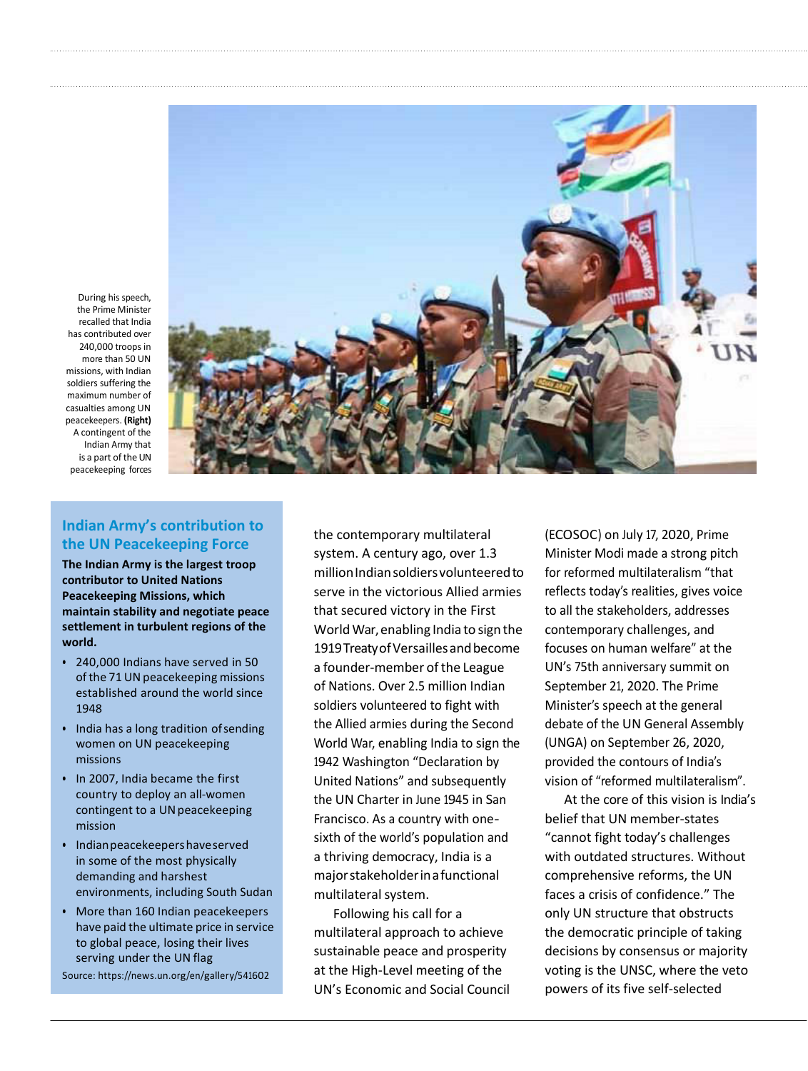During his speech, the Prime Minister recalled that India has contributed over 240,000 troops in more than 50 UN missions, with Indian soldiers suffering the maximum number of casualties among UN peacekeepers. **(Right)** A contingent of the Indian Army that is a part of the UN peacekeeping forces

## Indian Army's contribution to the UN Peacekeeping Force

**The Indian Army is the largest troop contributor to United Nations Peacekeeping Missions, which maintain stability and negotiate peace settlement in turbulent regions of the world.**

- 240,000 Indians have served in 50 of the 71 UN peacekeeping missions established around the world since 1948
- India has a long tradition of sending women on UN peacekeeping missions
- In 2007, India became the first country to deploy an all-women contingent to a UN peacekeeping mission
- Indian peacekeepers have served in some of the most physically demanding and harshest environments, including South Sudan
- More than 160 Indian peacekeepers have paid the ultimate price in service to global peace, losing their lives serving under the UN flag

Source: https://news.un.org/en/gallery/541602

the contemporary multilateral system. A century ago, over 1.3 million Indian soldiers volunteered to serve in the victorious Allied armies that secured victory in the First World War, enabling India to sign the 1919 Treaty of Versailles and become a founder-member of the League of Nations. Over 2.5 million Indian soldiers volunteered to fight with the Allied armies during the Second World War, enabling India to sign the 1942 Washington "Declaration by United Nations" and subsequently the UN Charter in June 1945 in San Francisco. As a country with one-sixth of the world's population and a thriving democracy, India is a major stakeholder in a functional multilateral system.

Following his call for a multilateral approach to achieve sustainable peace and prosperity at the High-Level meeting of the UN's Economic and Social Council (ECOSOC) on July 17, 2020, Prime Minister Modi made a strong pitch for reformed multilateralism "that reflects today's realities, gives voice to all the stakeholders, addresses contemporary challenges, and focuses on human welfare" at the UN's 75th anniversary summit on September 21, 2020. The Prime Minister's speech at the general debate of the UN General Assembly (UNGA) on September 26, 2020, provided the contours of India's vision of "reformed multilateralism".

At the core of this vision is India's belief that UN member-states "cannot fight today's challenges with outdated structures. Without comprehensive reforms, the UN faces a crisis of confidence." The only UN structure that obstructs the democratic principle of taking decisions by consensus or majority voting is the UNSC, where the veto powers of its five self-selected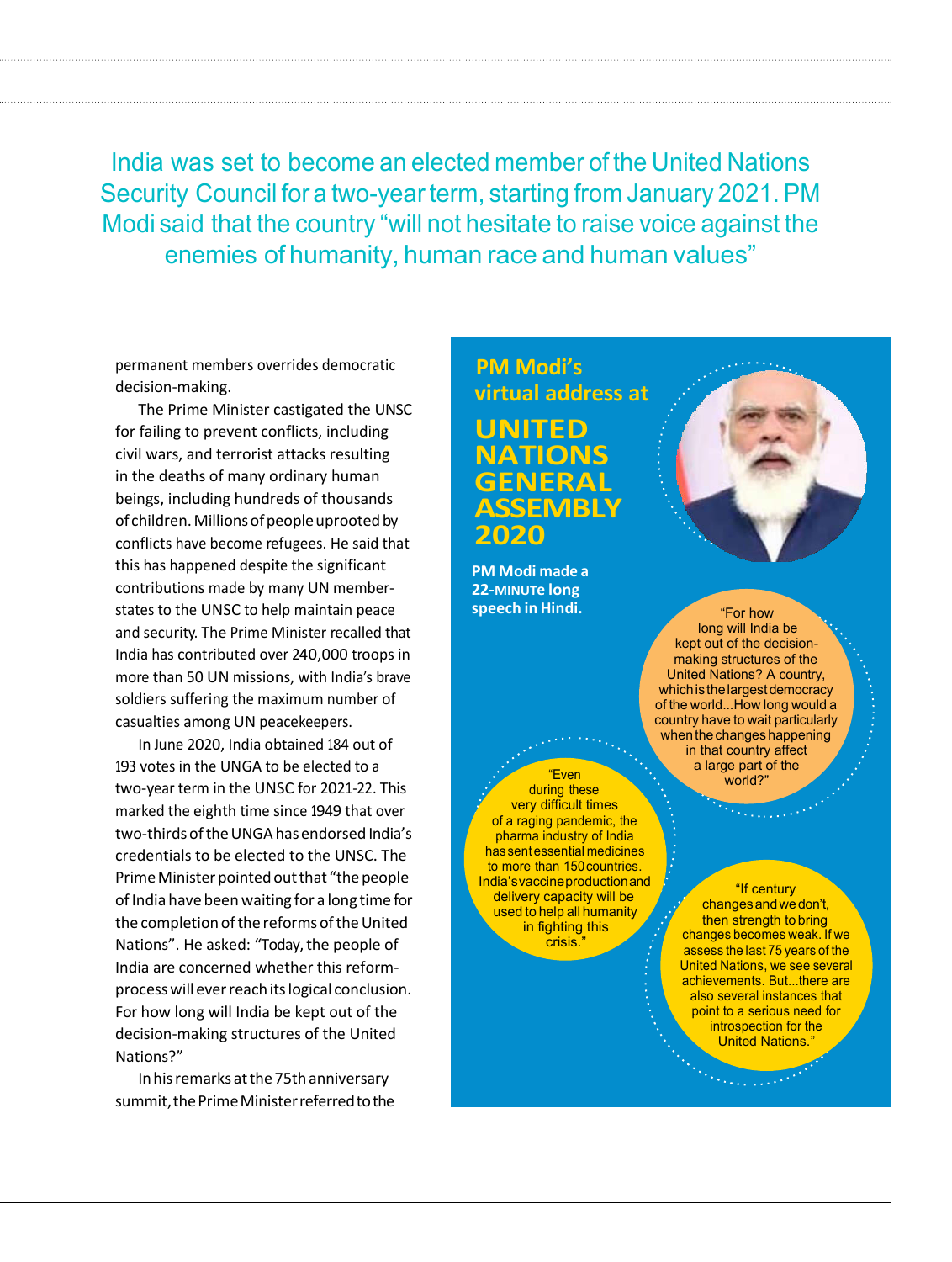India was set to become an elected member of the United Nations Security Council for a two-year term, starting from January 2021. PM Modi said that the country "will not hesitate to raise voice against the enemies of humanity, human race and human values"

permanent members overrides democratic decision-making.

The Prime Minister castigated the UNSC for failing to prevent conflicts, including civil wars, and terrorist attacks resulting in the deaths of many ordinary human beings, including hundreds of thousands of children. Millions of people uprooted by conflicts have become refugees. He said that this has happened despite the significant contributions made by many UN member-states to the UNSC to help maintain peace and security. The Prime Minister recalled that India has contributed over 240,000 troops in more than 50 UN missions, with India's brave soldiers suffering the maximum number of casualties among UN peacekeepers.

In June 2020, India obtained 184 out of 193 votes in the UNGA to be elected to a two-year term in the UNSC for 2021-22. This marked the eighth time since 1949 that over two-thirds of the UNGA has endorsed India's credentials to be elected to the UNSC. The Prime Minister pointed out that "the people of India have been waiting for a long time for the completion of the reforms of the United Nations". He asked: "Today, the people of India are concerned whether this reform-process will ever reach its logical conclusion. For how long will India be kept out of the decision-making structures of the United Nations?"

In his remarks at the 75th anniversary summit, the Prime Minister referred to the

## PM Modi's virtual address at UNITED NATIONS GENERAL ASSEMBLY 2020

**PM Modi made a 22-MINUTE long speech in Hindi.**

"For how long will India be kept out of the decision-making structures of the United Nations? A country, which is the largest democracy of the world...How long would a country have to wait particularly when the changes happening in that country affect a large part of the world?"

"Even during these very difficult times of a raging pandemic, the pharma industry of India has sent essential medicines to more than 150 countries. India's vaccine production and delivery capacity will be used to help all humanity in fighting this crisis."

"If century changes and we don't, then strength to bring changes becomes weak. If we assess the last 75 years of the United Nations, we see several achievements. But...there are also several instances that point to a serious need for introspection for the United Nations."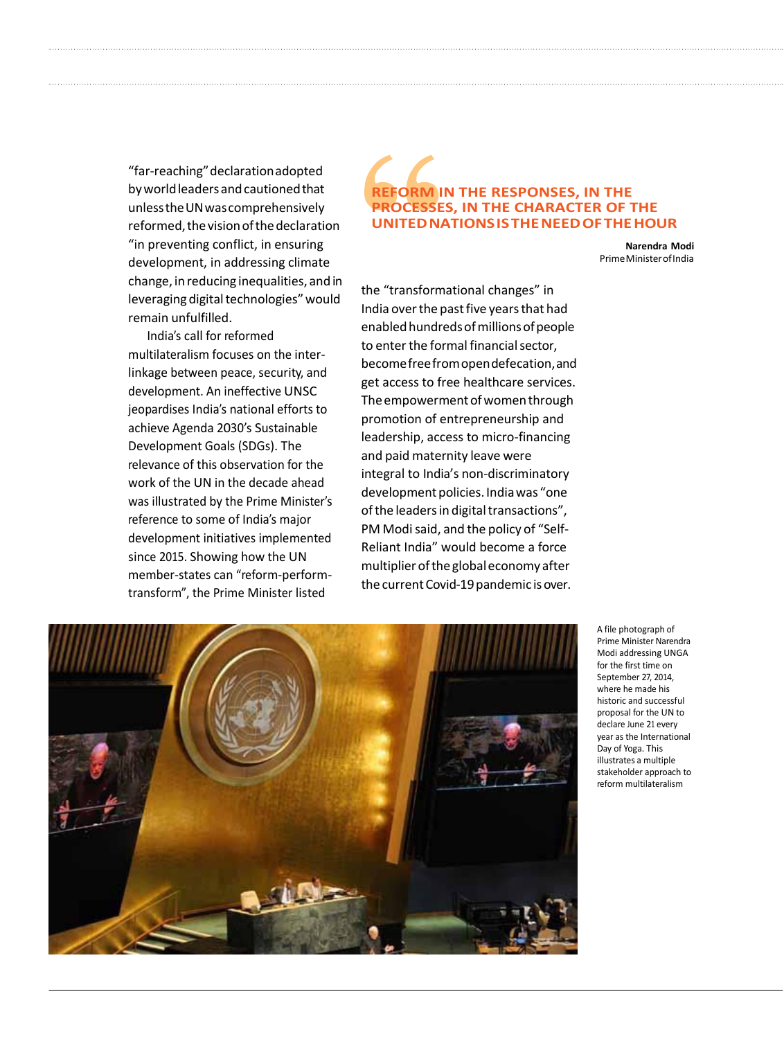"far-reaching" declaration adopted by world leaders and cautioned that unless the UN was comprehensively reformed, the vision of the declaration "in preventing conflict, in ensuring development, in addressing climate change, in reducing inequalities, and in leveraging digital technologies" would remain unfulfilled.

India's call for reformed multilateralism focuses on the inter-linkage between peace, security, and development. An ineffective UNSC jeopardises India's national efforts to achieve Agenda 2030's Sustainable Development Goals (SDGs). The relevance of this observation for the work of the UN in the decade ahead was illustrated by the Prime Minister's reference to some of India's major development initiatives implemented since 2015. Showing how the UN member-states can "reform-perform-transform", the Prime Minister listed the "transformational changes" in India over the past five years that had enabled hundreds of millions of people to enter the formal financial sector, become free from open defecation, and get access to free healthcare services. The empowerment of women through promotion of entrepreneurship and leadership, access to micro-financing and paid maternity leave were integral to India's non-discriminatory development policies. India was "one of the leaders in digital transactions", PM Modi said, and the policy of "Self-Reliant India" would become a force multiplier of the global economy after the current Covid-19 pandemic is over.

> **REFORM IN THE RESPONSES, IN THE PROCESSES, IN THE CHARACTER OF THE UNITED NATIONS IS THE NEED OF THE HOUR**
>
> **Narendra Modi**
> Prime Minister of India

A file photograph of Prime Minister Narendra Modi addressing UNGA for the first time on September 27, 2014, where he made his historic and successful proposal for the UN to declare June 21 every year as the International Day of Yoga. This illustrates a multiple stakeholder approach to reform multilateralism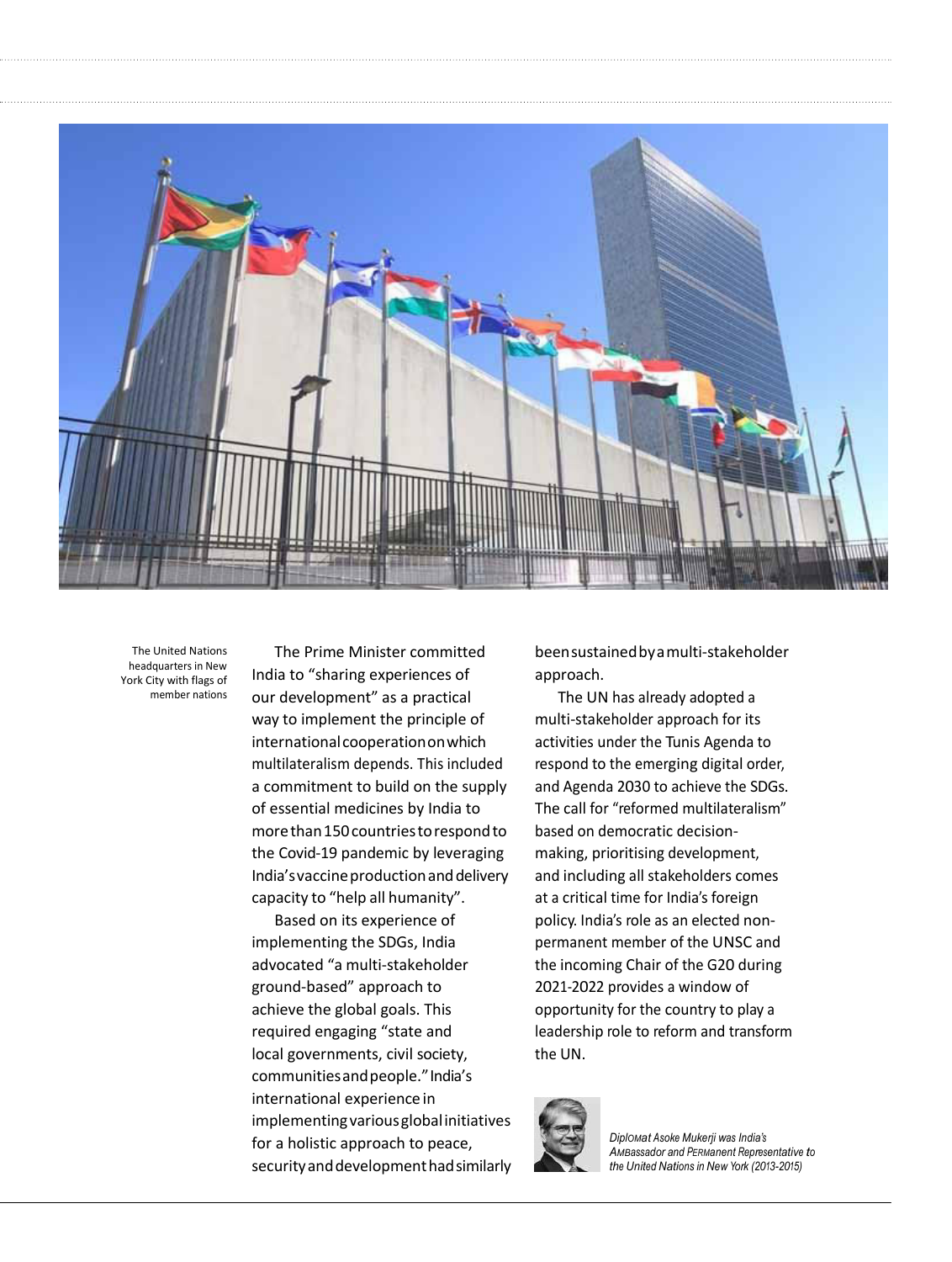The United Nations headquarters in New York City with flags of member nations

The Prime Minister committed India to "sharing experiences of our development" as a practical way to implement the principle of international cooperation on which multilateralism depends. This included a commitment to build on the supply of essential medicines by India to more than 150 countries to respond to the Covid-19 pandemic by leveraging India's vaccine production and delivery capacity to "help all humanity".

Based on its experience of implementing the SDGs, India advocated "a multi-stakeholder ground-based" approach to achieve the global goals. This required engaging "state and local governments, civil society, communities and people." India's international experience in implementing various global initiatives for a holistic approach to peace, security and development had similarly been sustained by a multi-stakeholder approach.

The UN has already adopted a multi-stakeholder approach for its activities under the Tunis Agenda to respond to the emerging digital order, and Agenda 2030 to achieve the SDGs. The call for "reformed multilateralism" based on democratic decision-making, prioritising development, and including all stakeholders comes at a critical time for India's foreign policy. India's role as an elected non-permanent member of the UNSC and the incoming Chair of the G20 during 2021-2022 provides a window of opportunity for the country to play a leadership role to reform and transform the UN.

*Diplomat Asoke Mukerji was India's Ambassador and Permanent Representative to the United Nations in New York (2013-2015)*